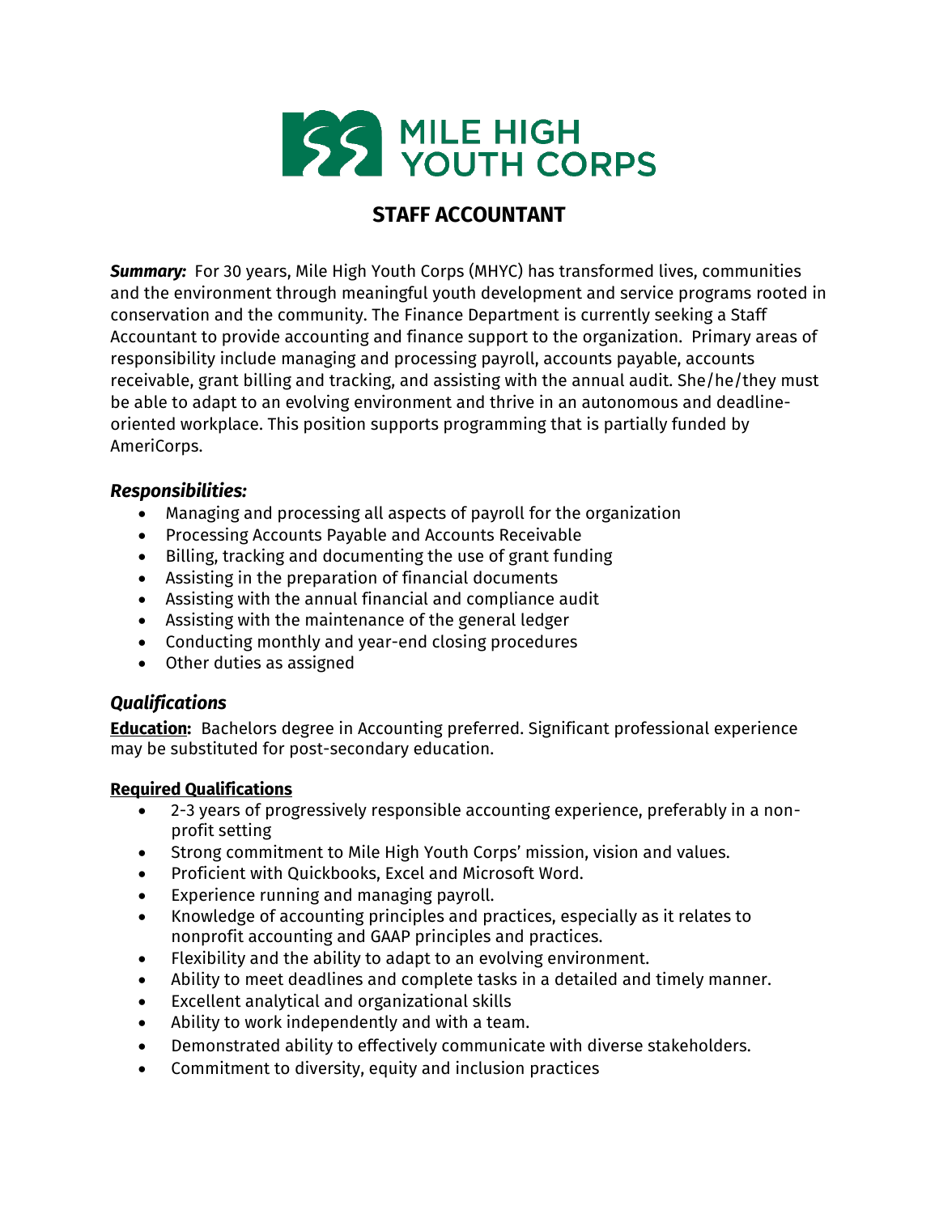# STAFF ACCOUNTANT

***Summary:*** For 30 years, Mile High Youth Corps (MHYC) has transformed lives, communities and the environment through meaningful youth development and service programs rooted in conservation and the community. The Finance Department is currently seeking a Staff Accountant to provide accounting and finance support to the organization. Primary areas of responsibility include managing and processing payroll, accounts payable, accounts receivable, grant billing and tracking, and assisting with the annual audit. She/he/they must be able to adapt to an evolving environment and thrive in an autonomous and deadline-oriented workplace. This position supports programming that is partially funded by AmeriCorps.

## *Responsibilities:*

- Managing and processing all aspects of payroll for the organization
- Processing Accounts Payable and Accounts Receivable
- Billing, tracking and documenting the use of grant funding
- Assisting in the preparation of financial documents
- Assisting with the annual financial and compliance audit
- Assisting with the maintenance of the general ledger
- Conducting monthly and year-end closing procedures
- Other duties as assigned

## *Qualifications*

**Education:** Bachelors degree in Accounting preferred. Significant professional experience may be substituted for post-secondary education.

### Required Qualifications

- 2-3 years of progressively responsible accounting experience, preferably in a non-profit setting
- Strong commitment to Mile High Youth Corps' mission, vision and values.
- Proficient with Quickbooks, Excel and Microsoft Word.
- Experience running and managing payroll.
- Knowledge of accounting principles and practices, especially as it relates to nonprofit accounting and GAAP principles and practices.
- Flexibility and the ability to adapt to an evolving environment.
- Ability to meet deadlines and complete tasks in a detailed and timely manner.
- Excellent analytical and organizational skills
- Ability to work independently and with a team.
- Demonstrated ability to effectively communicate with diverse stakeholders.
- Commitment to diversity, equity and inclusion practices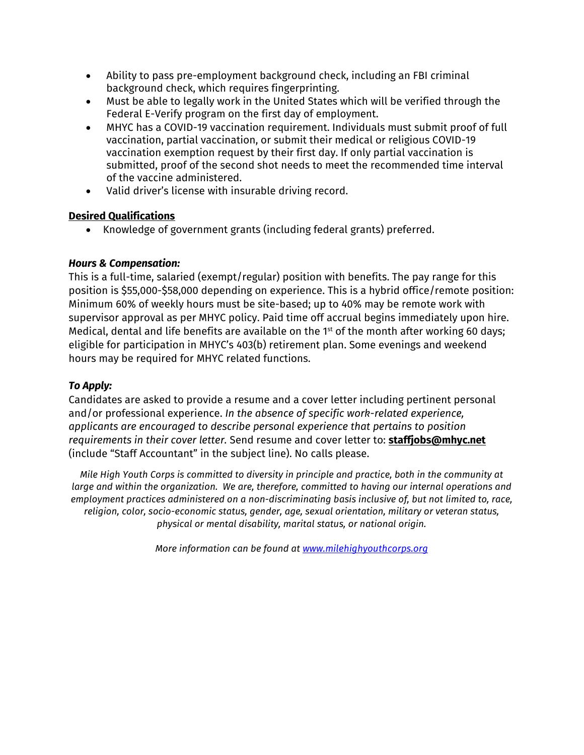- Ability to pass pre-employment background check, including an FBI criminal background check, which requires fingerprinting.
- Must be able to legally work in the United States which will be verified through the Federal E-Verify program on the first day of employment.
- MHYC has a COVID-19 vaccination requirement. Individuals must submit proof of full vaccination, partial vaccination, or submit their medical or religious COVID-19 vaccination exemption request by their first day. If only partial vaccination is submitted, proof of the second shot needs to meet the recommended time interval of the vaccine administered.
- Valid driver's license with insurable driving record.

**Desired Qualifications**

- Knowledge of government grants (including federal grants) preferred.

***Hours & Compensation:***

This is a full-time, salaried (exempt/regular) position with benefits. The pay range for this position is $55,000-$58,000 depending on experience. This is a hybrid office/remote position: Minimum 60% of weekly hours must be site-based; up to 40% may be remote work with supervisor approval as per MHYC policy. Paid time off accrual begins immediately upon hire. Medical, dental and life benefits are available on the 1st of the month after working 60 days; eligible for participation in MHYC's 403(b) retirement plan. Some evenings and weekend hours may be required for MHYC related functions.

***To Apply:***

Candidates are asked to provide a resume and a cover letter including pertinent personal and/or professional experience. *In the absence of specific work-related experience, applicants are encouraged to describe personal experience that pertains to position requirements in their cover letter.* Send resume and cover letter to: **staffjobs@mhyc.net** (include "Staff Accountant" in the subject line). No calls please.

*Mile High Youth Corps is committed to diversity in principle and practice, both in the community at large and within the organization. We are, therefore, committed to having our internal operations and employment practices administered on a non-discriminating basis inclusive of, but not limited to, race, religion, color, socio-economic status, gender, age, sexual orientation, military or veteran status, physical or mental disability, marital status, or national origin.*

*More information can be found at www.milehighyouthcorps.org*